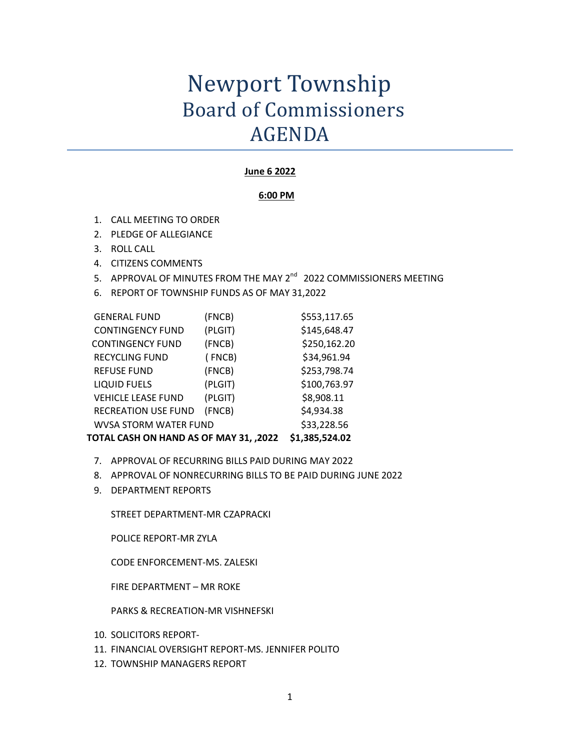# Newport Township
# Board of Commissioners
# AGENDA

**June 6 2022**

**6:00 PM**

1. CALL MEETING TO ORDER
2. PLEDGE OF ALLEGIANCE
3. ROLL CALL
4. CITIZENS COMMENTS
5. APPROVAL OF MINUTES FROM THE MAY 2nd 2022 COMMISSIONERS MEETING
6. REPORT OF TOWNSHIP FUNDS AS OF MAY 31,2022

| | | |
|---|---|---|
| GENERAL FUND | (FNCB) | $553,117.65 |
| CONTINGENCY FUND | (PLGIT) | $145,648.47 |
| CONTINGENCY FUND | (FNCB) | $250,162.20 |
| RECYCLING FUND | ( FNCB) | $34,961.94 |
| REFUSE FUND | (FNCB) | $253,798.74 |
| LIQUID FUELS | (PLGIT) | $100,763.97 |
| VEHICLE LEASE FUND | (PLGIT) | $8,908.11 |
| RECREATION USE FUND | (FNCB) | $4,934.38 |
| WVSA STORM WATER FUND | | $33,228.56 |
| **TOTAL CASH ON HAND AS OF MAY 31, ,2022** | | **$1,385,524.02** |

7. APPROVAL OF RECURRING BILLS PAID DURING MAY 2022
8. APPROVAL OF NONRECURRING BILLS TO BE PAID DURING JUNE 2022
9. DEPARTMENT REPORTS

   STREET DEPARTMENT-MR CZAPRACKI

   POLICE REPORT-MR ZYLA

   CODE ENFORCEMENT-MS. ZALESKI

   FIRE DEPARTMENT – MR ROKE

   PARKS & RECREATION-MR VISHNEFSKI

10. SOLICITORS REPORT-
11. FINANCIAL OVERSIGHT REPORT-MS. JENNIFER POLITO
12. TOWNSHIP MANAGERS REPORT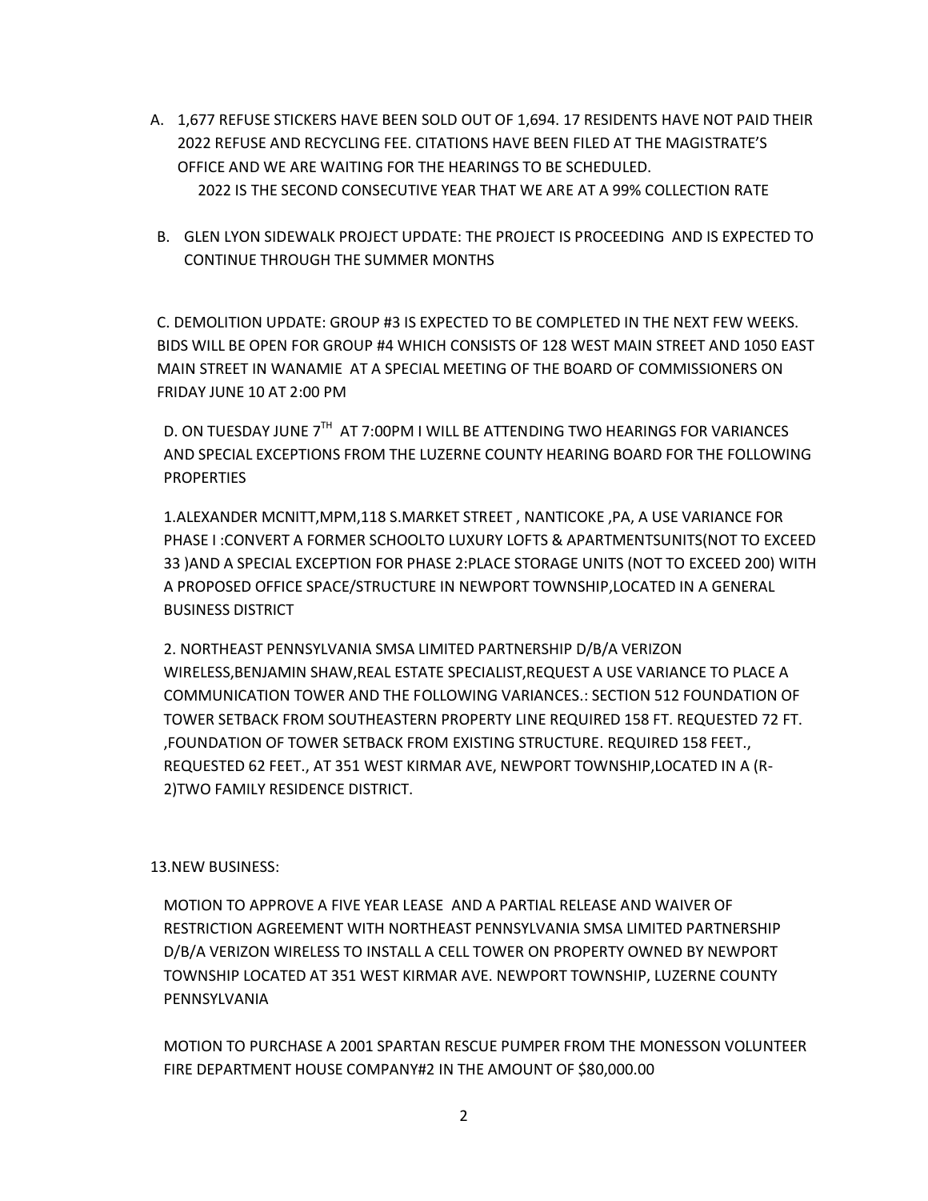A. 1,677 REFUSE STICKERS HAVE BEEN SOLD OUT OF 1,694. 17 RESIDENTS HAVE NOT PAID THEIR 2022 REFUSE AND RECYCLING FEE. CITATIONS HAVE BEEN FILED AT THE MAGISTRATE'S OFFICE AND WE ARE WAITING FOR THE HEARINGS TO BE SCHEDULED.
2022 IS THE SECOND CONSECUTIVE YEAR THAT WE ARE AT A 99% COLLECTION RATE

B. GLEN LYON SIDEWALK PROJECT UPDATE: THE PROJECT IS PROCEEDING AND IS EXPECTED TO CONTINUE THROUGH THE SUMMER MONTHS

C. DEMOLITION UPDATE: GROUP #3 IS EXPECTED TO BE COMPLETED IN THE NEXT FEW WEEKS. BIDS WILL BE OPEN FOR GROUP #4 WHICH CONSISTS OF 128 WEST MAIN STREET AND 1050 EAST MAIN STREET IN WANAMIE AT A SPECIAL MEETING OF THE BOARD OF COMMISSIONERS ON FRIDAY JUNE 10 AT 2:00 PM

D. ON TUESDAY JUNE 7TH AT 7:00PM I WILL BE ATTENDING TWO HEARINGS FOR VARIANCES AND SPECIAL EXCEPTIONS FROM THE LUZERNE COUNTY HEARING BOARD FOR THE FOLLOWING PROPERTIES

1.ALEXANDER MCNITT,MPM,118 S.MARKET STREET , NANTICOKE ,PA, A USE VARIANCE FOR PHASE I :CONVERT A FORMER SCHOOLTO LUXURY LOFTS & APARTMENTSUNITS(NOT TO EXCEED 33 )AND A SPECIAL EXCEPTION FOR PHASE 2:PLACE STORAGE UNITS (NOT TO EXCEED 200) WITH A PROPOSED OFFICE SPACE/STRUCTURE IN NEWPORT TOWNSHIP,LOCATED IN A GENERAL BUSINESS DISTRICT

2. NORTHEAST PENNSYLVANIA SMSA LIMITED PARTNERSHIP D/B/A VERIZON WIRELESS,BENJAMIN SHAW,REAL ESTATE SPECIALIST,REQUEST A USE VARIANCE TO PLACE A COMMUNICATION TOWER AND THE FOLLOWING VARIANCES.: SECTION 512 FOUNDATION OF TOWER SETBACK FROM SOUTHEASTERN PROPERTY LINE REQUIRED 158 FT. REQUESTED 72 FT. ,FOUNDATION OF TOWER SETBACK FROM EXISTING STRUCTURE. REQUIRED 158 FEET., REQUESTED 62 FEET., AT 351 WEST KIRMAR AVE, NEWPORT TOWNSHIP,LOCATED IN A (R-2)TWO FAMILY RESIDENCE DISTRICT.

13.NEW BUSINESS:

MOTION TO APPROVE A FIVE YEAR LEASE AND A PARTIAL RELEASE AND WAIVER OF RESTRICTION AGREEMENT WITH NORTHEAST PENNSYLVANIA SMSA LIMITED PARTNERSHIP D/B/A VERIZON WIRELESS TO INSTALL A CELL TOWER ON PROPERTY OWNED BY NEWPORT TOWNSHIP LOCATED AT 351 WEST KIRMAR AVE. NEWPORT TOWNSHIP, LUZERNE COUNTY PENNSYLVANIA

MOTION TO PURCHASE A 2001 SPARTAN RESCUE PUMPER FROM THE MONESSON VOLUNTEER FIRE DEPARTMENT HOUSE COMPANY#2 IN THE AMOUNT OF $80,000.00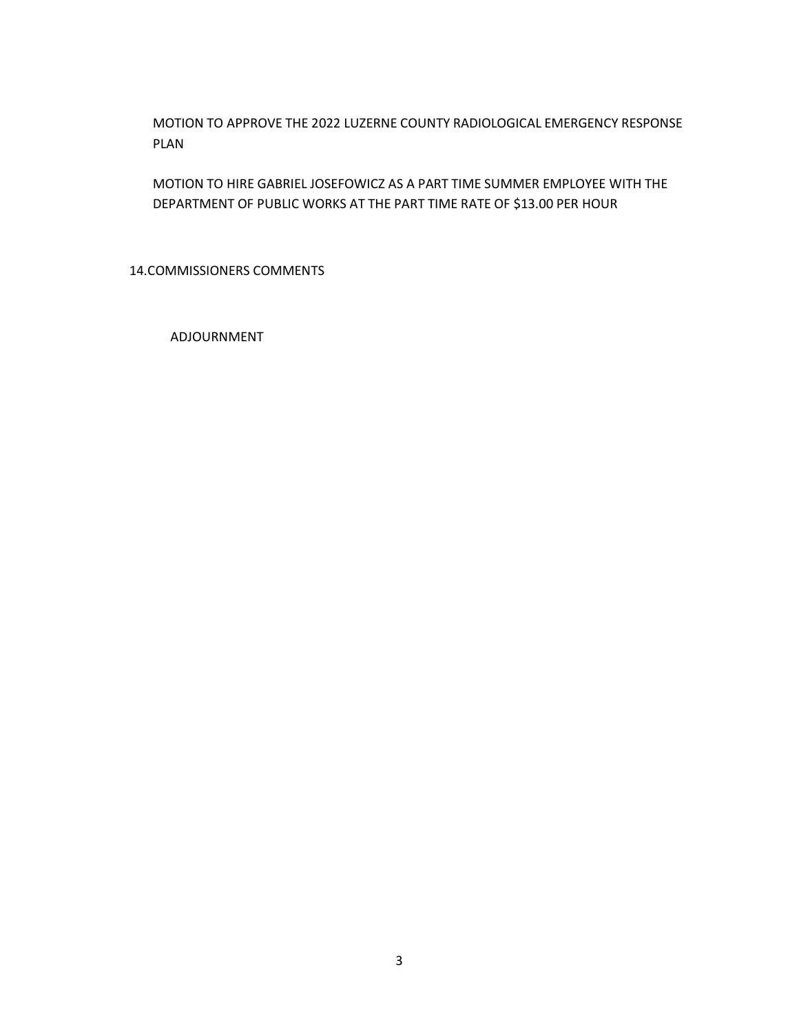MOTION TO APPROVE THE 2022 LUZERNE COUNTY RADIOLOGICAL EMERGENCY RESPONSE PLAN

MOTION TO HIRE GABRIEL JOSEFOWICZ AS A PART TIME SUMMER EMPLOYEE WITH THE DEPARTMENT OF PUBLIC WORKS AT THE PART TIME RATE OF $13.00 PER HOUR

14.COMMISSIONERS COMMENTS

ADJOURNMENT